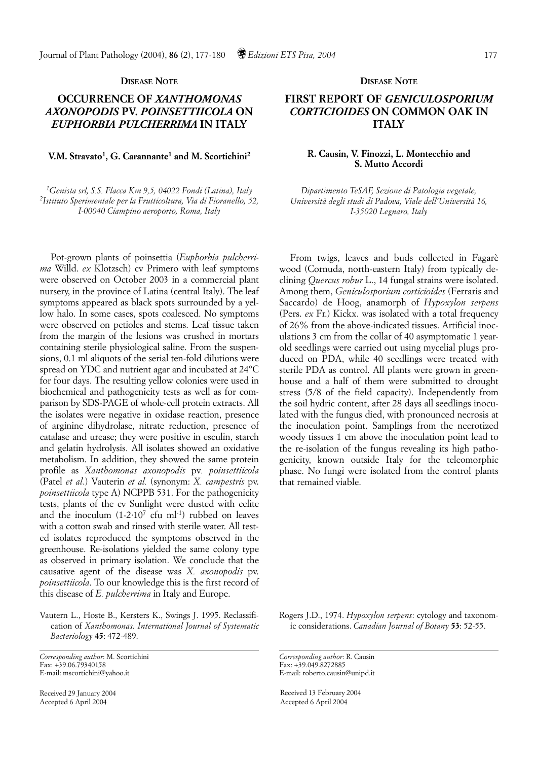**Disease Note**

# OCCURRENCE OF *XANTHOMONAS AXONOPODIS* PV. *POINSETTIICOLA* ON *EUPHORBIA PULCHERRIMA* IN ITALY

**V.M. Stravato[1], G. Carannante[1] and M. Scortichini[2]**

*[1]Genista srl, S.S. Flacca Km 9,5, 04022 Fondi (Latina), Italy*
*[2]Istituto Sperimentale per la Frutticoltura, Via di Fioranello, 52, I-00040 Ciampino aeroporto, Roma, Italy*

Pot-grown plants of poinsettia (*Euphorbia pulcherrima* Willd. *ex* Klotzsch) cv Primero with leaf symptoms were observed on October 2003 in a commercial plant nursery, in the province of Latina (central Italy). The leaf symptoms appeared as black spots surrounded by a yellow halo. In some cases, spots coalesced. No symptoms were observed on petioles and stems. Leaf tissue taken from the margin of the lesions was crushed in mortars containing sterile physiological saline. From the suspensions, 0.1 ml aliquots of the serial ten-fold dilutions were spread on YDC and nutrient agar and incubated at 24°C for four days. The resulting yellow colonies were used in biochemical and pathogenicity tests as well as for comparison by SDS-PAGE of whole-cell protein extracts. All the isolates were negative in oxidase reaction, presence of arginine dihydrolase, nitrate reduction, presence of catalase and urease; they were positive in esculin, starch and gelatin hydrolysis. All isolates showed an oxidative metabolism. In addition, they showed the same protein profile as *Xanthomonas axonopodis* pv*. poinsettiicola* (Patel *et al*.) Vauterin *et al.* (synonym: *X. campestris* pv. *poinsettiicola* type A) NCPPB 531. For the pathogenicity tests, plants of the cv Sunlight were dusted with celite and the inoculum ($1$-$2 \cdot 10^7$ cfu ml$^{-1}$) rubbed on leaves with a cotton swab and rinsed with sterile water. All tested isolates reproduced the symptoms observed in the greenhouse. Re-isolations yielded the same colony type as observed in primary isolation. We conclude that the causative agent of the disease was *X. axonopodis* pv. *poinsettiicola*. To our knowledge this is the first record of this disease of *E. pulcherrima* in Italy and Europe.

Vautern L., Hoste B., Kersters K., Swings J. 1995. Reclassification of *Xanthomonas*. *International Journal of Systematic Bacteriology* **45**: 472-489.

*Corresponding author*: M. Scortichini
Fax: +39.06.79340158
E-mail: mscortichini@yahoo.it

Received 29 January 2004
Accepted 6 April 2004

**Disease Note**

# FIRST REPORT OF *GENICULOSPORIUM CORTICIOIDES* ON COMMON OAK IN ITALY

**R. Causin, V. Finozzi, L. Montecchio and S. Mutto Accordi**

*Dipartimento TeSAF, Sezione di Patologia vegetale, Università degli studi di Padova, Viale dell'Università 16, I-35020 Legnaro, Italy*

From twigs, leaves and buds collected in Fagarè wood (Cornuda, north-eastern Italy) from typically declining *Quercus robur* L., 14 fungal strains were isolated. Among them, *Geniculosporium corticioides* (Ferraris and Saccardo) de Hoog, anamorph of *Hypoxylon serpens* (Pers. *ex* Fr.) Kickx. was isolated with a total frequency of 26% from the above-indicated tissues. Artificial inoculations 3 cm from the collar of 40 asymptomatic 1 year-old seedlings were carried out using mycelial plugs produced on PDA, while 40 seedlings were treated with sterile PDA as control. All plants were grown in greenhouse and a half of them were submitted to drought stress (5/8 of the field capacity). Independently from the soil hydric content, after 28 days all seedlings inoculated with the fungus died, with pronounced necrosis at the inoculation point. Samplings from the necrotized woody tissues 1 cm above the inoculation point lead to the re-isolation of the fungus revealing its high pathogenicity, known outside Italy for the teleomorphic phase. No fungi were isolated from the control plants that remained viable.

Rogers J.D., 1974. *Hypoxylon serpens*: cytology and taxonomic considerations. *Canadian Journal of Botany* **53**: 52-55.

*Corresponding author*: R. Causin
Fax: +39.049.8272885
E-mail: roberto.causin@unipd.it

Received 13 February 2004
Accepted 6 April 2004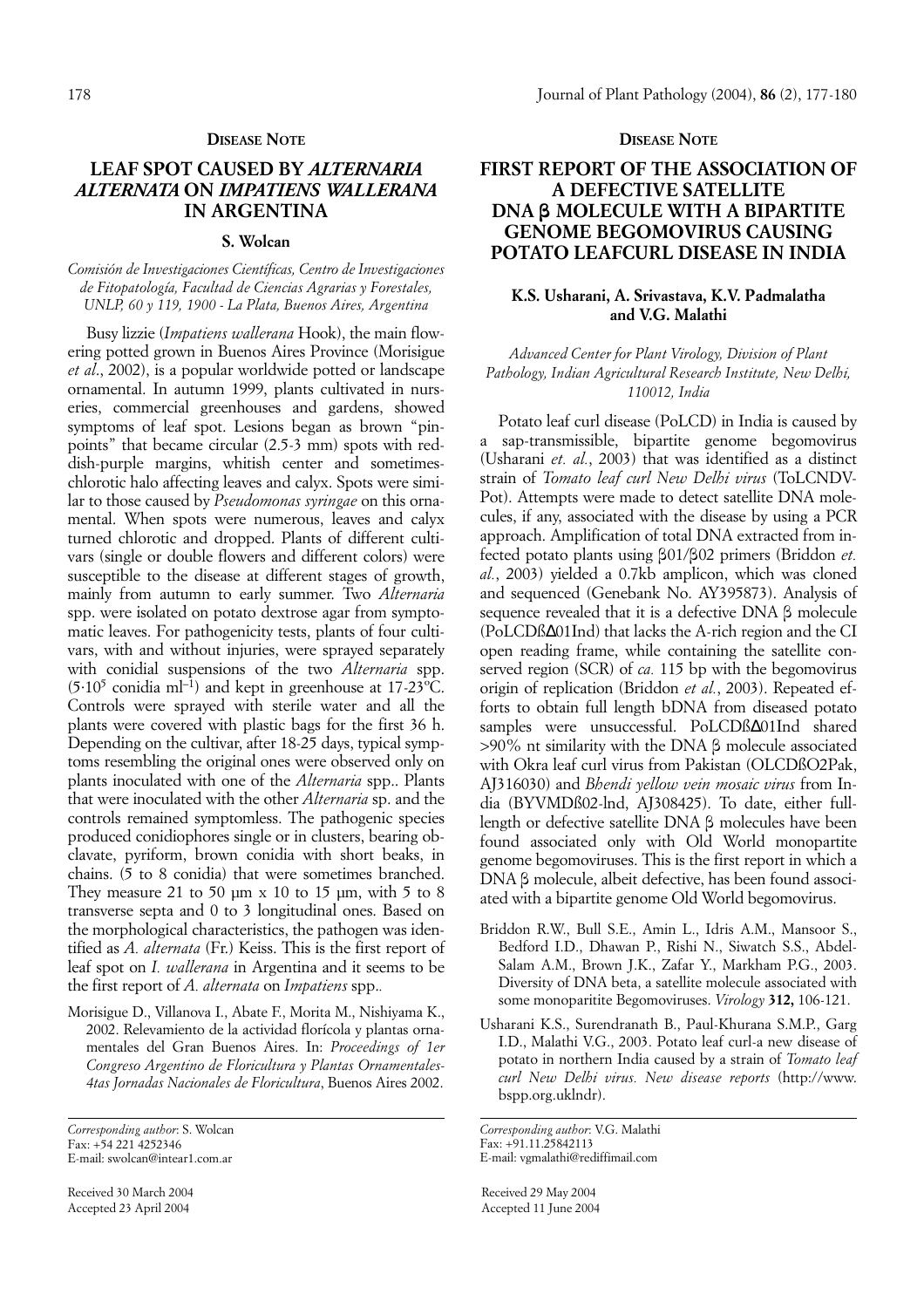**DISEASE NOTE**

# LEAF SPOT CAUSED BY *ALTERNARIA ALTERNATA* ON *IMPATIENS WALLERANA* IN ARGENTINA

**S. Wolcan**

*Comisión de Investigaciones Científicas, Centro de Investigaciones de Fitopatología, Facultad de Ciencias Agrarias y Forestales, UNLP, 60 y 119, 1900 - La Plata, Buenos Aires, Argentina*

Busy lizzie (*Impatiens wallerana* Hook), the main flowering potted grown in Buenos Aires Province (Morisigue *et al*., 2002), is a popular worldwide potted or landscape ornamental. In autumn 1999, plants cultivated in nurseries, commercial greenhouses and gardens, showed symptoms of leaf spot. Lesions began as brown "pinpoints" that became circular (2.5-3 mm) spots with reddish-purple margins, whitish center and sometimes-chlorotic halo affecting leaves and calyx. Spots were similar to those caused by *Pseudomonas syringae* on this ornamental. When spots were numerous, leaves and calyx turned chlorotic and dropped. Plants of different cultivars (single or double flowers and different colors) were susceptible to the disease at different stages of growth, mainly from autumn to early summer. Two *Alternaria* spp. were isolated on potato dextrose agar from symptomatic leaves. For pathogenicity tests, plants of four cultivars, with and without injuries, were sprayed separately with conidial suspensions of the two *Alternaria* spp. ($5 \cdot 10^5$ conidia ml$^{-1}$) and kept in greenhouse at 17-23°C. Controls were sprayed with sterile water and all the plants were covered with plastic bags for the first 36 h. Depending on the cultivar, after 18-25 days, typical symptoms resembling the original ones were observed only on plants inoculated with one of the *Alternaria* spp.. Plants that were inoculated with the other *Alternaria* sp. and the controls remained symptomless. The pathogenic species produced conidiophores single or in clusters, bearing obclavate, pyriform, brown conidia with short beaks, in chains. (5 to 8 conidia) that were sometimes branched. They measure 21 to 50 µm x 10 to 15 µm, with 5 to 8 transverse septa and 0 to 3 longitudinal ones. Based on the morphological characteristics, the pathogen was identified as *A. alternata* (Fr.) Keiss. This is the first report of leaf spot on *I. wallerana* in Argentina and it seems to be the first report of *A. alternata* on *Impatiens* spp..

Morisigue D., Villanova I., Abate F., Morita M., Nishiyama K., 2002. Relevamiento de la actividad florícola y plantas ornamentales del Gran Buenos Aires. In: *Proceedings of 1er Congreso Argentino de Floricultura y Plantas Ornamentales-4tas Jornadas Nacionales de Floricultura*, Buenos Aires 2002.

*Corresponding author*: S. Wolcan
Fax: +54 221 4252346
E-mail: swolcan@intear1.com.ar

Received 30 March 2004
Accepted 23 April 2004

**DISEASE NOTE**

# FIRST REPORT OF THE ASSOCIATION OF A DEFECTIVE SATELLITE DNA β MOLECULE WITH A BIPARTITE GENOME BEGOMOVIRUS CAUSING POTATO LEAFCURL DISEASE IN INDIA

**K.S. Usharani, A. Srivastava, K.V. Padmalatha and V.G. Malathi**

*Advanced Center for Plant Virology, Division of Plant Pathology, Indian Agricultural Research Institute, New Delhi, 110012, India*

Potato leaf curl disease (PoLCD) in India is caused by a sap-transmissible, bipartite genome begomovirus (Usharani *et. al.*, 2003) that was identified as a distinct strain of *Tomato leaf curl New Delhi virus* (ToLCNDV-Pot). Attempts were made to detect satellite DNA molecules, if any, associated with the disease by using a PCR approach. Amplification of total DNA extracted from infected potato plants using β01/β02 primers (Briddon *et. al.*, 2003) yielded a 0.7kb amplicon, which was cloned and sequenced (Genebank No. AY395873). Analysis of sequence revealed that it is a defective DNA β molecule (PoLCDßΔ01Ind) that lacks the A-rich region and the CI open reading frame, while containing the satellite conserved region (SCR) of *ca.* 115 bp with the begomovirus origin of replication (Briddon *et al.*, 2003). Repeated efforts to obtain full length bDNA from diseased potato samples were unsuccessful. PoLCDßΔ01Ind shared >90% nt similarity with the DNA β molecule associated with Okra leaf curl virus from Pakistan (OLCDßO2Pak, AJ316030) and *Bhendi yellow vein mosaic virus* from India (BYVMDß02-Ind, AJ308425). To date, either full-length or defective satellite DNA β molecules have been found associated only with Old World monopartite genome begomoviruses. This is the first report in which a DNA β molecule, albeit defective, has been found associated with a bipartite genome Old World begomovirus.

Briddon R.W., Bull S.E., Amin L., Idris A.M., Mansoor S., Bedford I.D., Dhawan P., Rishi N., Siwatch S.S., Abdel-Salam A.M., Brown J.K., Zafar Y., Markham P.G., 2003. Diversity of DNA beta, a satellite molecule associated with some monopartite Begomoviruses. *Virology* **312,** 106-121.

Usharani K.S., Surendranath B., Paul-Khurana S.M.P., Garg I.D., Malathi V.G., 2003. Potato leaf curl-a new disease of potato in northern India caused by a strain of *Tomato leaf curl New Delhi virus. New disease reports* (http://www.bspp.org.uklndr).

*Corresponding author*: V.G. Malathi
Fax: +91.11.25842113
E-mail: vgmalathi@rediffimail.com

Received 29 May 2004
Accepted 11 June 2004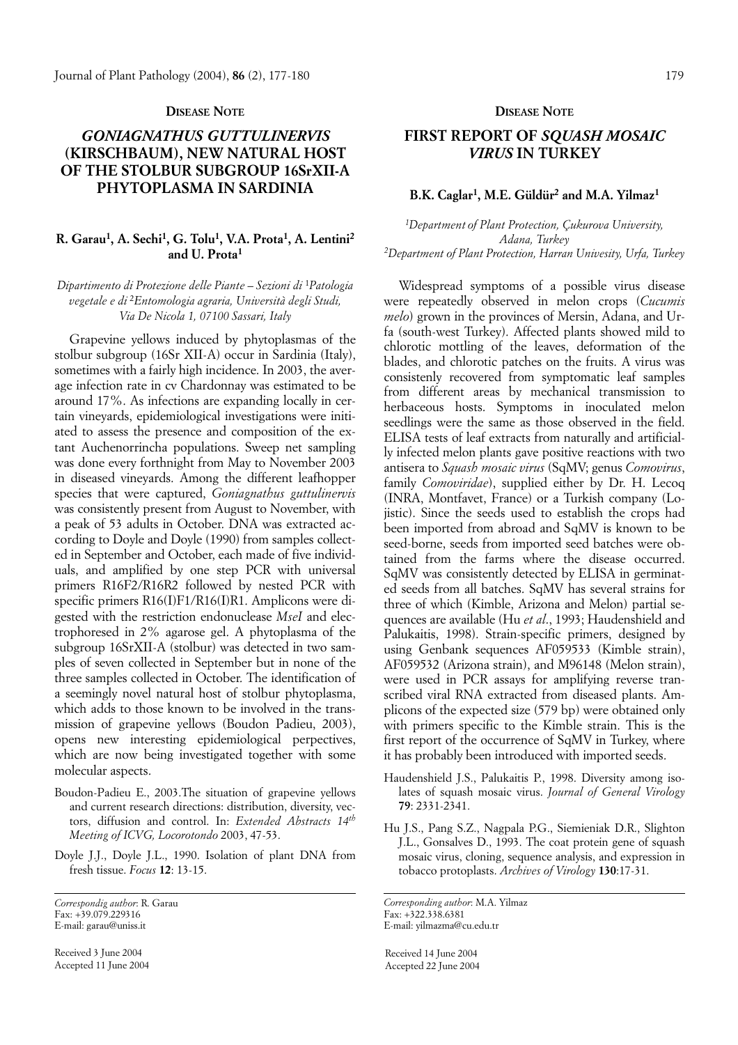**Disease Note**

# *GONIAGNATHUS GUTTULINERVIS* (KIRSCHBAUM), NEW NATURAL HOST OF THE STOLBUR SUBGROUP 16SrXII-A PHYTOPLASMA IN SARDINIA

**R. Garau[1], A. Sechi[1], G. Tolu[1], V.A. Prota[1], A. Lentini[2] and U. Prota[1]**

*Dipartimento di Protezione delle Piante – Sezioni di [1]Patologia vegetale e di [2]Entomologia agraria, Università degli Studi, Via De Nicola 1, 07100 Sassari, Italy*

Grapevine yellows induced by phytoplasmas of the stolbur subgroup (16Sr XII-A) occur in Sardinia (Italy), sometimes with a fairly high incidence. In 2003, the average infection rate in cv Chardonnay was estimated to be around 17%. As infections are expanding locally in certain vineyards, epidemiological investigations were initiated to assess the presence and composition of the extant Auchenorrincha populations. Sweep net sampling was done every forthnight from May to November 2003 in diseased vineyards. Among the different leafhopper species that were captured, *Goniagnathus guttulinervis* was consistently present from August to November, with a peak of 53 adults in October. DNA was extracted according to Doyle and Doyle (1990) from samples collected in September and October, each made of five individuals, and amplified by one step PCR with universal primers R16F2/R16R2 followed by nested PCR with specific primers R16(I)F1/R16(I)R1. Amplicons were digested with the restriction endonuclease *MseI* and electrophoresed in 2% agarose gel. A phytoplasma of the subgroup 16SrXII-A (stolbur) was detected in two samples of seven collected in September but in none of the three samples collected in October. The identification of a seemingly novel natural host of stolbur phytoplasma, which adds to those known to be involved in the transmission of grapevine yellows (Boudon Padieu, 2003), opens new interesting epidemiological perpectives, which are now being investigated together with some molecular aspects.

Boudon-Padieu E., 2003.The situation of grapevine yellows and current research directions: distribution, diversity, vectors, diffusion and control. In: *Extended Abstracts 14th Meeting of ICVG, Locorotondo* 2003, 47-53.

Doyle J.J., Doyle J.L., 1990. Isolation of plant DNA from fresh tissue. *Focus* **12**: 13-15.

*Correspondig author*: R. Garau
Fax: +39.079.229316
E-mail: garau@uniss.it

Received 3 June 2004
Accepted 11 June 2004

**Disease Note**

# FIRST REPORT OF *SQUASH MOSAIC VIRUS* IN TURKEY

**B.K. Caglar[1], M.E. Güldür[2] and M.A. Yilmaz[1]**

*[1]Department of Plant Protection, Çukurova University, Adana, Turkey*
*[2]Department of Plant Protection, Harran Univesity, Urfa, Turkey*

Widespread symptoms of a possible virus disease were repeatedly observed in melon crops (*Cucumis melo*) grown in the provinces of Mersin, Adana, and Urfa (south-west Turkey). Affected plants showed mild to chlorotic mottling of the leaves, deformation of the blades, and chlorotic patches on the fruits. A virus was consistenly recovered from symptomatic leaf samples from different areas by mechanical transmission to herbaceous hosts. Symptoms in inoculated melon seedlings were the same as those observed in the field. ELISA tests of leaf extracts from naturally and artificially infected melon plants gave positive reactions with two antisera to *Squash mosaic virus* (SqMV; genus *Comovirus*, family *Comoviridae*), supplied either by Dr. H. Lecoq (INRA, Montfavet, France) or a Turkish company (Lojistic). Since the seeds used to establish the crops had been imported from abroad and SqMV is known to be seed-borne, seeds from imported seed batches were obtained from the farms where the disease occurred. SqMV was consistently detected by ELISA in germinated seeds from all batches. SqMV has several strains for three of which (Kimble, Arizona and Melon) partial sequences are available (Hu *et al*., 1993; Haudenshield and Palukaitis, 1998). Strain-specific primers, designed by using Genbank sequences AF059533 (Kimble strain), AF059532 (Arizona strain), and M96148 (Melon strain), were used in PCR assays for amplifying reverse transcribed viral RNA extracted from diseased plants. Amplicons of the expected size (579 bp) were obtained only with primers specific to the Kimble strain. This is the first report of the occurrence of SqMV in Turkey, where it has probably been introduced with imported seeds.

Haudenshield J.S., Palukaitis P., 1998. Diversity among isolates of squash mosaic virus. *Journal of General Virology* **79**: 2331-2341.

Hu J.S., Pang S.Z., Nagpala P.G., Siemieniak D.R., Slighton J.L., Gonsalves D., 1993. The coat protein gene of squash mosaic virus, cloning, sequence analysis, and expression in tobacco protoplasts. *Archives of Virology* **130**:17-31.

*Corresponding author*: M.A. Yilmaz
Fax: +322.338.6381
E-mail: yilmazma@cu.edu.tr

Received 14 June 2004
Accepted 22 June 2004